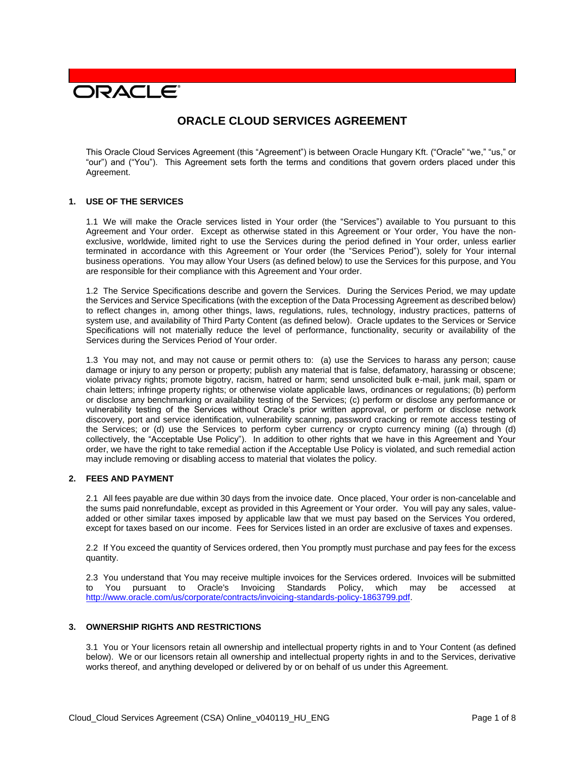ORACLE

# ORACLE CLOUD SERVICES AGREEMENT

This Oracle Cloud Services Agreement (this "Agreement") is between Oracle Hungary Kft. ("Oracle" "we," "us," or "our") and ("You"). This Agreement sets forth the terms and conditions that govern orders placed under this Agreement.

## 1. USE OF THE SERVICES

1.1 We will make the Oracle services listed in Your order (the "Services") available to You pursuant to this Agreement and Your order. Except as otherwise stated in this Agreement or Your order, You have the non-exclusive, worldwide, limited right to use the Services during the period defined in Your order, unless earlier terminated in accordance with this Agreement or Your order (the "Services Period"), solely for Your internal business operations. You may allow Your Users (as defined below) to use the Services for this purpose, and You are responsible for their compliance with this Agreement and Your order.

1.2 The Service Specifications describe and govern the Services. During the Services Period, we may update the Services and Service Specifications (with the exception of the Data Processing Agreement as described below) to reflect changes in, among other things, laws, regulations, rules, technology, industry practices, patterns of system use, and availability of Third Party Content (as defined below). Oracle updates to the Services or Service Specifications will not materially reduce the level of performance, functionality, security or availability of the Services during the Services Period of Your order.

1.3 You may not, and may not cause or permit others to: (a) use the Services to harass any person; cause damage or injury to any person or property; publish any material that is false, defamatory, harassing or obscene; violate privacy rights; promote bigotry, racism, hatred or harm; send unsolicited bulk e-mail, junk mail, spam or chain letters; infringe property rights; or otherwise violate applicable laws, ordinances or regulations; (b) perform or disclose any benchmarking or availability testing of the Services; (c) perform or disclose any performance or vulnerability testing of the Services without Oracle's prior written approval, or perform or disclose network discovery, port and service identification, vulnerability scanning, password cracking or remote access testing of the Services; or (d) use the Services to perform cyber currency or crypto currency mining ((a) through (d) collectively, the "Acceptable Use Policy"). In addition to other rights that we have in this Agreement and Your order, we have the right to take remedial action if the Acceptable Use Policy is violated, and such remedial action may include removing or disabling access to material that violates the policy.

## 2. FEES AND PAYMENT

2.1 All fees payable are due within 30 days from the invoice date. Once placed, Your order is non-cancelable and the sums paid nonrefundable, except as provided in this Agreement or Your order. You will pay any sales, value-added or other similar taxes imposed by applicable law that we must pay based on the Services You ordered, except for taxes based on our income. Fees for Services listed in an order are exclusive of taxes and expenses.

2.2 If You exceed the quantity of Services ordered, then You promptly must purchase and pay fees for the excess quantity.

2.3 You understand that You may receive multiple invoices for the Services ordered. Invoices will be submitted to You pursuant to Oracle's Invoicing Standards Policy, which may be accessed at http://www.oracle.com/us/corporate/contracts/invoicing-standards-policy-1863799.pdf.

## 3. OWNERSHIP RIGHTS AND RESTRICTIONS

3.1 You or Your licensors retain all ownership and intellectual property rights in and to Your Content (as defined below). We or our licensors retain all ownership and intellectual property rights in and to the Services, derivative works thereof, and anything developed or delivered by or on behalf of us under this Agreement.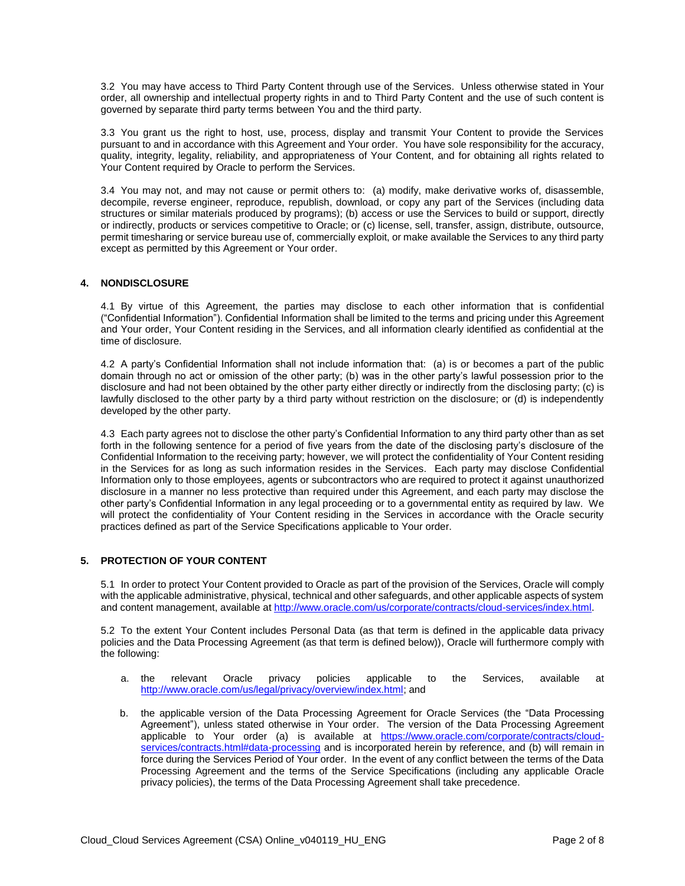3.2 You may have access to Third Party Content through use of the Services. Unless otherwise stated in Your order, all ownership and intellectual property rights in and to Third Party Content and the use of such content is governed by separate third party terms between You and the third party.

3.3 You grant us the right to host, use, process, display and transmit Your Content to provide the Services pursuant to and in accordance with this Agreement and Your order. You have sole responsibility for the accuracy, quality, integrity, legality, reliability, and appropriateness of Your Content, and for obtaining all rights related to Your Content required by Oracle to perform the Services.

3.4 You may not, and may not cause or permit others to: (a) modify, make derivative works of, disassemble, decompile, reverse engineer, reproduce, republish, download, or copy any part of the Services (including data structures or similar materials produced by programs); (b) access or use the Services to build or support, directly or indirectly, products or services competitive to Oracle; or (c) license, sell, transfer, assign, distribute, outsource, permit timesharing or service bureau use of, commercially exploit, or make available the Services to any third party except as permitted by this Agreement or Your order.

## 4. NONDISCLOSURE

4.1 By virtue of this Agreement, the parties may disclose to each other information that is confidential ("Confidential Information"). Confidential Information shall be limited to the terms and pricing under this Agreement and Your order, Your Content residing in the Services, and all information clearly identified as confidential at the time of disclosure.

4.2 A party's Confidential Information shall not include information that: (a) is or becomes a part of the public domain through no act or omission of the other party; (b) was in the other party's lawful possession prior to the disclosure and had not been obtained by the other party either directly or indirectly from the disclosing party; (c) is lawfully disclosed to the other party by a third party without restriction on the disclosure; or (d) is independently developed by the other party.

4.3 Each party agrees not to disclose the other party's Confidential Information to any third party other than as set forth in the following sentence for a period of five years from the date of the disclosing party's disclosure of the Confidential Information to the receiving party; however, we will protect the confidentiality of Your Content residing in the Services for as long as such information resides in the Services. Each party may disclose Confidential Information only to those employees, agents or subcontractors who are required to protect it against unauthorized disclosure in a manner no less protective than required under this Agreement, and each party may disclose the other party's Confidential Information in any legal proceeding or to a governmental entity as required by law. We will protect the confidentiality of Your Content residing in the Services in accordance with the Oracle security practices defined as part of the Service Specifications applicable to Your order.

## 5. PROTECTION OF YOUR CONTENT

5.1 In order to protect Your Content provided to Oracle as part of the provision of the Services, Oracle will comply with the applicable administrative, physical, technical and other safeguards, and other applicable aspects of system and content management, available at http://www.oracle.com/us/corporate/contracts/cloud-services/index.html.

5.2 To the extent Your Content includes Personal Data (as that term is defined in the applicable data privacy policies and the Data Processing Agreement (as that term is defined below)), Oracle will furthermore comply with the following:

a. the relevant Oracle privacy policies applicable to the Services, available at http://www.oracle.com/us/legal/privacy/overview/index.html; and

b. the applicable version of the Data Processing Agreement for Oracle Services (the "Data Processing Agreement"), unless stated otherwise in Your order. The version of the Data Processing Agreement applicable to Your order (a) is available at https://www.oracle.com/corporate/contracts/cloud-services/contracts.html#data-processing and is incorporated herein by reference, and (b) will remain in force during the Services Period of Your order. In the event of any conflict between the terms of the Data Processing Agreement and the terms of the Service Specifications (including any applicable Oracle privacy policies), the terms of the Data Processing Agreement shall take precedence.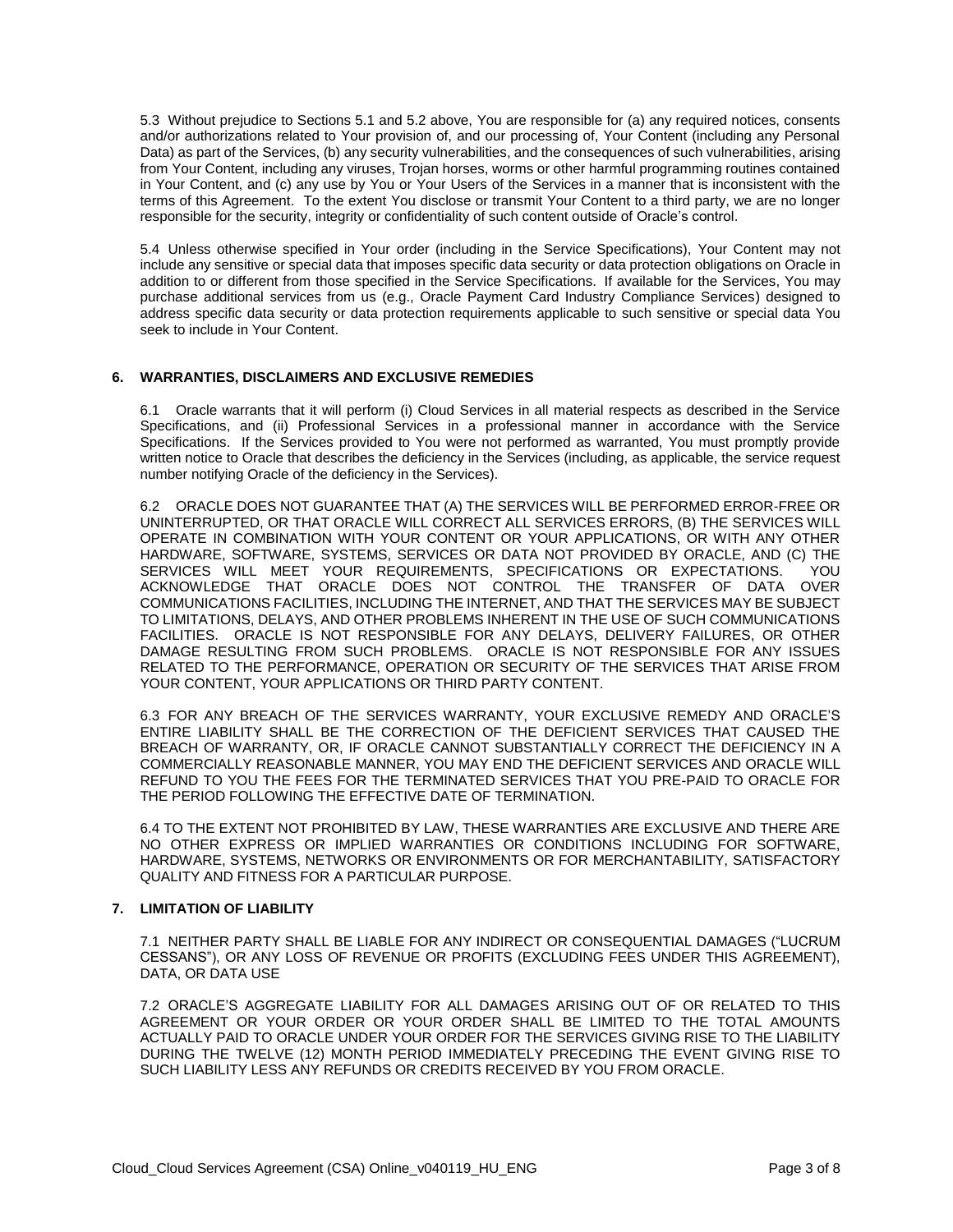5.3 Without prejudice to Sections 5.1 and 5.2 above, You are responsible for (a) any required notices, consents and/or authorizations related to Your provision of, and our processing of, Your Content (including any Personal Data) as part of the Services, (b) any security vulnerabilities, and the consequences of such vulnerabilities, arising from Your Content, including any viruses, Trojan horses, worms or other harmful programming routines contained in Your Content, and (c) any use by You or Your Users of the Services in a manner that is inconsistent with the terms of this Agreement. To the extent You disclose or transmit Your Content to a third party, we are no longer responsible for the security, integrity or confidentiality of such content outside of Oracle's control.

5.4 Unless otherwise specified in Your order (including in the Service Specifications), Your Content may not include any sensitive or special data that imposes specific data security or data protection obligations on Oracle in addition to or different from those specified in the Service Specifications. If available for the Services, You may purchase additional services from us (e.g., Oracle Payment Card Industry Compliance Services) designed to address specific data security or data protection requirements applicable to such sensitive or special data You seek to include in Your Content.

## 6. WARRANTIES, DISCLAIMERS AND EXCLUSIVE REMEDIES

6.1 Oracle warrants that it will perform (i) Cloud Services in all material respects as described in the Service Specifications, and (ii) Professional Services in a professional manner in accordance with the Service Specifications. If the Services provided to You were not performed as warranted, You must promptly provide written notice to Oracle that describes the deficiency in the Services (including, as applicable, the service request number notifying Oracle of the deficiency in the Services).

6.2 ORACLE DOES NOT GUARANTEE THAT (A) THE SERVICES WILL BE PERFORMED ERROR-FREE OR UNINTERRUPTED, OR THAT ORACLE WILL CORRECT ALL SERVICES ERRORS, (B) THE SERVICES WILL OPERATE IN COMBINATION WITH YOUR CONTENT OR YOUR APPLICATIONS, OR WITH ANY OTHER HARDWARE, SOFTWARE, SYSTEMS, SERVICES OR DATA NOT PROVIDED BY ORACLE, AND (C) THE SERVICES WILL MEET YOUR REQUIREMENTS, SPECIFICATIONS OR EXPECTATIONS. YOU ACKNOWLEDGE THAT ORACLE DOES NOT CONTROL THE TRANSFER OF DATA OVER COMMUNICATIONS FACILITIES, INCLUDING THE INTERNET, AND THAT THE SERVICES MAY BE SUBJECT TO LIMITATIONS, DELAYS, AND OTHER PROBLEMS INHERENT IN THE USE OF SUCH COMMUNICATIONS FACILITIES. ORACLE IS NOT RESPONSIBLE FOR ANY DELAYS, DELIVERY FAILURES, OR OTHER DAMAGE RESULTING FROM SUCH PROBLEMS. ORACLE IS NOT RESPONSIBLE FOR ANY ISSUES RELATED TO THE PERFORMANCE, OPERATION OR SECURITY OF THE SERVICES THAT ARISE FROM YOUR CONTENT, YOUR APPLICATIONS OR THIRD PARTY CONTENT.

6.3 FOR ANY BREACH OF THE SERVICES WARRANTY, YOUR EXCLUSIVE REMEDY AND ORACLE'S ENTIRE LIABILITY SHALL BE THE CORRECTION OF THE DEFICIENT SERVICES THAT CAUSED THE BREACH OF WARRANTY, OR, IF ORACLE CANNOT SUBSTANTIALLY CORRECT THE DEFICIENCY IN A COMMERCIALLY REASONABLE MANNER, YOU MAY END THE DEFICIENT SERVICES AND ORACLE WILL REFUND TO YOU THE FEES FOR THE TERMINATED SERVICES THAT YOU PRE-PAID TO ORACLE FOR THE PERIOD FOLLOWING THE EFFECTIVE DATE OF TERMINATION.

6.4 TO THE EXTENT NOT PROHIBITED BY LAW, THESE WARRANTIES ARE EXCLUSIVE AND THERE ARE NO OTHER EXPRESS OR IMPLIED WARRANTIES OR CONDITIONS INCLUDING FOR SOFTWARE, HARDWARE, SYSTEMS, NETWORKS OR ENVIRONMENTS OR FOR MERCHANTABILITY, SATISFACTORY QUALITY AND FITNESS FOR A PARTICULAR PURPOSE.

## 7. LIMITATION OF LIABILITY

7.1 NEITHER PARTY SHALL BE LIABLE FOR ANY INDIRECT OR CONSEQUENTIAL DAMAGES ("LUCRUM CESSANS"), OR ANY LOSS OF REVENUE OR PROFITS (EXCLUDING FEES UNDER THIS AGREEMENT), DATA, OR DATA USE

7.2 ORACLE'S AGGREGATE LIABILITY FOR ALL DAMAGES ARISING OUT OF OR RELATED TO THIS AGREEMENT OR YOUR ORDER OR YOUR ORDER SHALL BE LIMITED TO THE TOTAL AMOUNTS ACTUALLY PAID TO ORACLE UNDER YOUR ORDER FOR THE SERVICES GIVING RISE TO THE LIABILITY DURING THE TWELVE (12) MONTH PERIOD IMMEDIATELY PRECEDING THE EVENT GIVING RISE TO SUCH LIABILITY LESS ANY REFUNDS OR CREDITS RECEIVED BY YOU FROM ORACLE.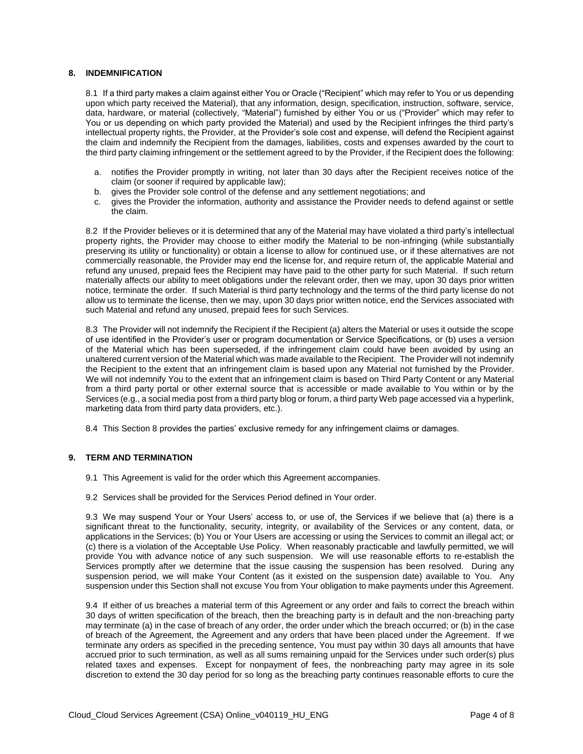## 8. INDEMNIFICATION

8.1 If a third party makes a claim against either You or Oracle ("Recipient" which may refer to You or us depending upon which party received the Material), that any information, design, specification, instruction, software, service, data, hardware, or material (collectively, "Material") furnished by either You or us ("Provider" which may refer to You or us depending on which party provided the Material) and used by the Recipient infringes the third party's intellectual property rights, the Provider, at the Provider's sole cost and expense, will defend the Recipient against the claim and indemnify the Recipient from the damages, liabilities, costs and expenses awarded by the court to the third party claiming infringement or the settlement agreed to by the Provider, if the Recipient does the following:

a. notifies the Provider promptly in writing, not later than 30 days after the Recipient receives notice of the claim (or sooner if required by applicable law);
b. gives the Provider sole control of the defense and any settlement negotiations; and
c. gives the Provider the information, authority and assistance the Provider needs to defend against or settle the claim.

8.2 If the Provider believes or it is determined that any of the Material may have violated a third party's intellectual property rights, the Provider may choose to either modify the Material to be non-infringing (while substantially preserving its utility or functionality) or obtain a license to allow for continued use, or if these alternatives are not commercially reasonable, the Provider may end the license for, and require return of, the applicable Material and refund any unused, prepaid fees the Recipient may have paid to the other party for such Material. If such return materially affects our ability to meet obligations under the relevant order, then we may, upon 30 days prior written notice, terminate the order. If such Material is third party technology and the terms of the third party license do not allow us to terminate the license, then we may, upon 30 days prior written notice, end the Services associated with such Material and refund any unused, prepaid fees for such Services.

8.3 The Provider will not indemnify the Recipient if the Recipient (a) alters the Material or uses it outside the scope of use identified in the Provider's user or program documentation or Service Specifications, or (b) uses a version of the Material which has been superseded, if the infringement claim could have been avoided by using an unaltered current version of the Material which was made available to the Recipient. The Provider will not indemnify the Recipient to the extent that an infringement claim is based upon any Material not furnished by the Provider. We will not indemnify You to the extent that an infringement claim is based on Third Party Content or any Material from a third party portal or other external source that is accessible or made available to You within or by the Services (e.g., a social media post from a third party blog or forum, a third party Web page accessed via a hyperlink, marketing data from third party data providers, etc.).

8.4 This Section 8 provides the parties' exclusive remedy for any infringement claims or damages.

## 9. TERM AND TERMINATION

9.1 This Agreement is valid for the order which this Agreement accompanies.

9.2 Services shall be provided for the Services Period defined in Your order.

9.3 We may suspend Your or Your Users' access to, or use of, the Services if we believe that (a) there is a significant threat to the functionality, security, integrity, or availability of the Services or any content, data, or applications in the Services; (b) You or Your Users are accessing or using the Services to commit an illegal act; or (c) there is a violation of the Acceptable Use Policy. When reasonably practicable and lawfully permitted, we will provide You with advance notice of any such suspension. We will use reasonable efforts to re-establish the Services promptly after we determine that the issue causing the suspension has been resolved. During any suspension period, we will make Your Content (as it existed on the suspension date) available to You. Any suspension under this Section shall not excuse You from Your obligation to make payments under this Agreement.

9.4 If either of us breaches a material term of this Agreement or any order and fails to correct the breach within 30 days of written specification of the breach, then the breaching party is in default and the non-breaching party may terminate (a) in the case of breach of any order, the order under which the breach occurred; or (b) in the case of breach of the Agreement, the Agreement and any orders that have been placed under the Agreement. If we terminate any orders as specified in the preceding sentence, You must pay within 30 days all amounts that have accrued prior to such termination, as well as all sums remaining unpaid for the Services under such order(s) plus related taxes and expenses. Except for nonpayment of fees, the nonbreaching party may agree in its sole discretion to extend the 30 day period for so long as the breaching party continues reasonable efforts to cure the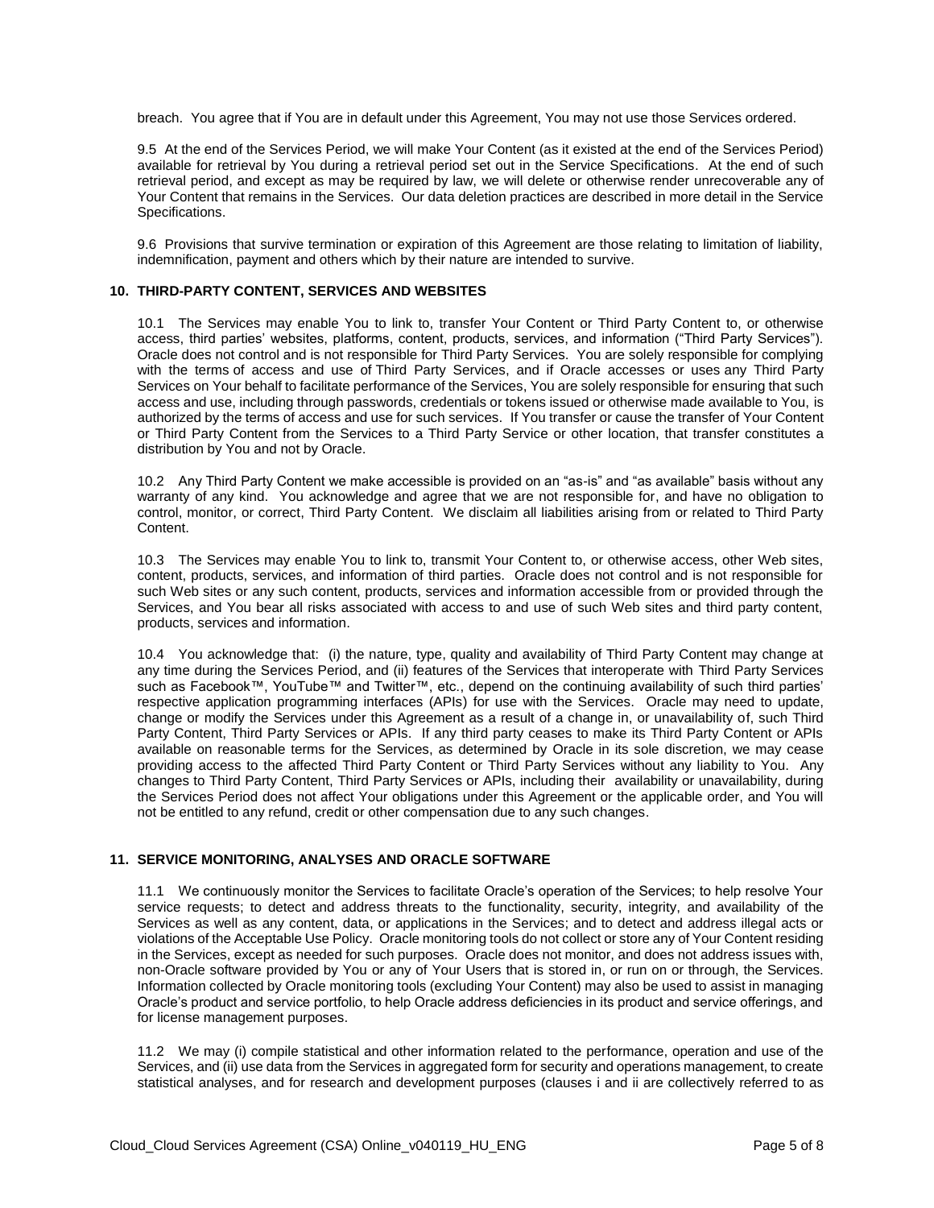breach. You agree that if You are in default under this Agreement, You may not use those Services ordered.

9.5 At the end of the Services Period, we will make Your Content (as it existed at the end of the Services Period) available for retrieval by You during a retrieval period set out in the Service Specifications. At the end of such retrieval period, and except as may be required by law, we will delete or otherwise render unrecoverable any of Your Content that remains in the Services. Our data deletion practices are described in more detail in the Service Specifications.

9.6 Provisions that survive termination or expiration of this Agreement are those relating to limitation of liability, indemnification, payment and others which by their nature are intended to survive.

## 10. THIRD-PARTY CONTENT, SERVICES AND WEBSITES

10.1 The Services may enable You to link to, transfer Your Content or Third Party Content to, or otherwise access, third parties' websites, platforms, content, products, services, and information ("Third Party Services"). Oracle does not control and is not responsible for Third Party Services. You are solely responsible for complying with the terms of access and use of Third Party Services, and if Oracle accesses or uses any Third Party Services on Your behalf to facilitate performance of the Services, You are solely responsible for ensuring that such access and use, including through passwords, credentials or tokens issued or otherwise made available to You, is authorized by the terms of access and use for such services. If You transfer or cause the transfer of Your Content or Third Party Content from the Services to a Third Party Service or other location, that transfer constitutes a distribution by You and not by Oracle.

10.2 Any Third Party Content we make accessible is provided on an "as-is" and "as available" basis without any warranty of any kind. You acknowledge and agree that we are not responsible for, and have no obligation to control, monitor, or correct, Third Party Content. We disclaim all liabilities arising from or related to Third Party Content.

10.3 The Services may enable You to link to, transmit Your Content to, or otherwise access, other Web sites, content, products, services, and information of third parties. Oracle does not control and is not responsible for such Web sites or any such content, products, services and information accessible from or provided through the Services, and You bear all risks associated with access to and use of such Web sites and third party content, products, services and information.

10.4 You acknowledge that: (i) the nature, type, quality and availability of Third Party Content may change at any time during the Services Period, and (ii) features of the Services that interoperate with Third Party Services such as Facebook™, YouTube™ and Twitter™, etc., depend on the continuing availability of such third parties' respective application programming interfaces (APIs) for use with the Services. Oracle may need to update, change or modify the Services under this Agreement as a result of a change in, or unavailability of, such Third Party Content, Third Party Services or APIs. If any third party ceases to make its Third Party Content or APIs available on reasonable terms for the Services, as determined by Oracle in its sole discretion, we may cease providing access to the affected Third Party Content or Third Party Services without any liability to You. Any changes to Third Party Content, Third Party Services or APIs, including their availability or unavailability, during the Services Period does not affect Your obligations under this Agreement or the applicable order, and You will not be entitled to any refund, credit or other compensation due to any such changes.

## 11. SERVICE MONITORING, ANALYSES AND ORACLE SOFTWARE

11.1 We continuously monitor the Services to facilitate Oracle's operation of the Services; to help resolve Your service requests; to detect and address threats to the functionality, security, integrity, and availability of the Services as well as any content, data, or applications in the Services; and to detect and address illegal acts or violations of the Acceptable Use Policy. Oracle monitoring tools do not collect or store any of Your Content residing in the Services, except as needed for such purposes. Oracle does not monitor, and does not address issues with, non-Oracle software provided by You or any of Your Users that is stored in, or run on or through, the Services. Information collected by Oracle monitoring tools (excluding Your Content) may also be used to assist in managing Oracle's product and service portfolio, to help Oracle address deficiencies in its product and service offerings, and for license management purposes.

11.2 We may (i) compile statistical and other information related to the performance, operation and use of the Services, and (ii) use data from the Services in aggregated form for security and operations management, to create statistical analyses, and for research and development purposes (clauses i and ii are collectively referred to as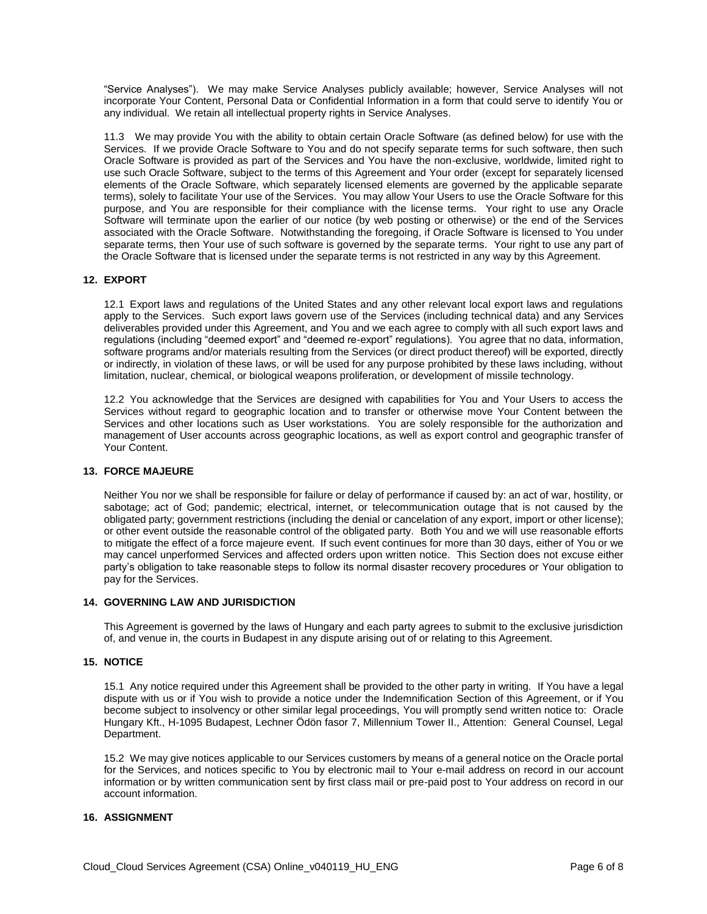"Service Analyses"). We may make Service Analyses publicly available; however, Service Analyses will not incorporate Your Content, Personal Data or Confidential Information in a form that could serve to identify You or any individual. We retain all intellectual property rights in Service Analyses.

11.3 We may provide You with the ability to obtain certain Oracle Software (as defined below) for use with the Services. If we provide Oracle Software to You and do not specify separate terms for such software, then such Oracle Software is provided as part of the Services and You have the non-exclusive, worldwide, limited right to use such Oracle Software, subject to the terms of this Agreement and Your order (except for separately licensed elements of the Oracle Software, which separately licensed elements are governed by the applicable separate terms), solely to facilitate Your use of the Services. You may allow Your Users to use the Oracle Software for this purpose, and You are responsible for their compliance with the license terms. Your right to use any Oracle Software will terminate upon the earlier of our notice (by web posting or otherwise) or the end of the Services associated with the Oracle Software. Notwithstanding the foregoing, if Oracle Software is licensed to You under separate terms, then Your use of such software is governed by the separate terms. Your right to use any part of the Oracle Software that is licensed under the separate terms is not restricted in any way by this Agreement.

## 12. EXPORT

12.1 Export laws and regulations of the United States and any other relevant local export laws and regulations apply to the Services. Such export laws govern use of the Services (including technical data) and any Services deliverables provided under this Agreement, and You and we each agree to comply with all such export laws and regulations (including "deemed export" and "deemed re-export" regulations). You agree that no data, information, software programs and/or materials resulting from the Services (or direct product thereof) will be exported, directly or indirectly, in violation of these laws, or will be used for any purpose prohibited by these laws including, without limitation, nuclear, chemical, or biological weapons proliferation, or development of missile technology.

12.2 You acknowledge that the Services are designed with capabilities for You and Your Users to access the Services without regard to geographic location and to transfer or otherwise move Your Content between the Services and other locations such as User workstations. You are solely responsible for the authorization and management of User accounts across geographic locations, as well as export control and geographic transfer of Your Content.

## 13. FORCE MAJEURE

Neither You nor we shall be responsible for failure or delay of performance if caused by: an act of war, hostility, or sabotage; act of God; pandemic; electrical, internet, or telecommunication outage that is not caused by the obligated party; government restrictions (including the denial or cancelation of any export, import or other license); or other event outside the reasonable control of the obligated party. Both You and we will use reasonable efforts to mitigate the effect of a force majeure event. If such event continues for more than 30 days, either of You or we may cancel unperformed Services and affected orders upon written notice. This Section does not excuse either party's obligation to take reasonable steps to follow its normal disaster recovery procedures or Your obligation to pay for the Services.

## 14. GOVERNING LAW AND JURISDICTION

This Agreement is governed by the laws of Hungary and each party agrees to submit to the exclusive jurisdiction of, and venue in, the courts in Budapest in any dispute arising out of or relating to this Agreement.

## 15. NOTICE

15.1 Any notice required under this Agreement shall be provided to the other party in writing. If You have a legal dispute with us or if You wish to provide a notice under the Indemnification Section of this Agreement, or if You become subject to insolvency or other similar legal proceedings, You will promptly send written notice to: Oracle Hungary Kft., H-1095 Budapest, Lechner Ödön fasor 7, Millennium Tower II., Attention: General Counsel, Legal Department.

15.2 We may give notices applicable to our Services customers by means of a general notice on the Oracle portal for the Services, and notices specific to You by electronic mail to Your e-mail address on record in our account information or by written communication sent by first class mail or pre-paid post to Your address on record in our account information.

## 16. ASSIGNMENT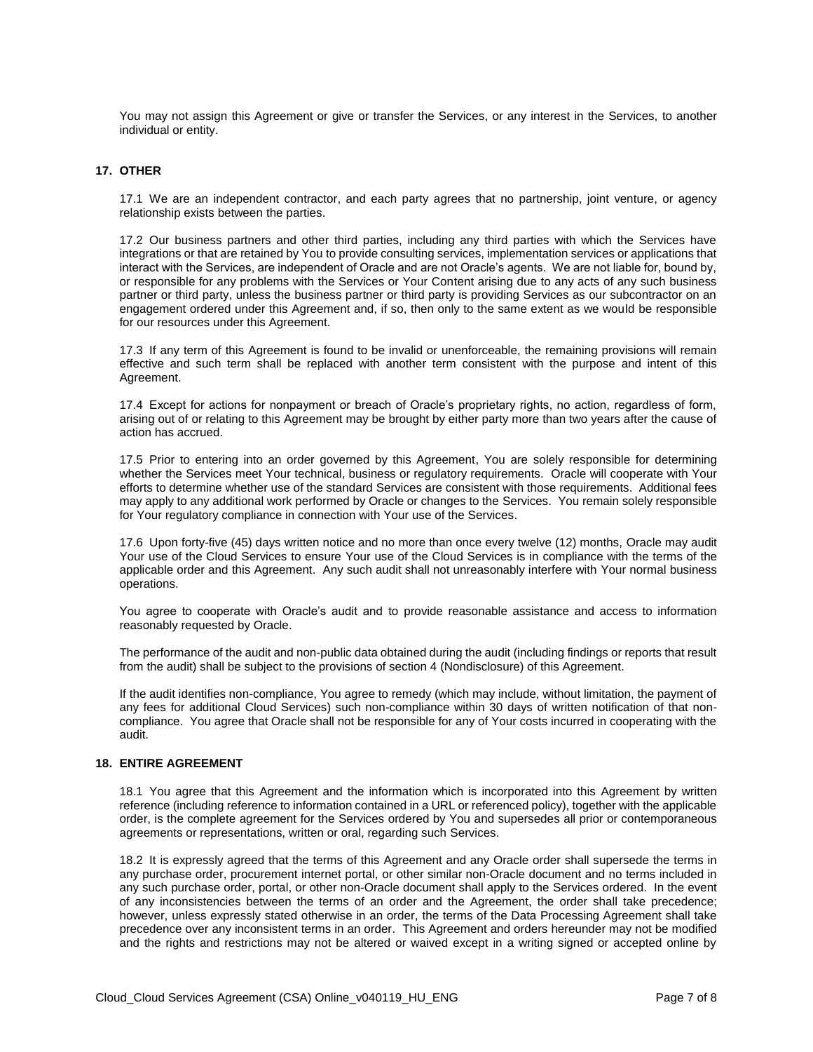You may not assign this Agreement or give or transfer the Services, or any interest in the Services, to another individual or entity.

## 17. OTHER

17.1 We are an independent contractor, and each party agrees that no partnership, joint venture, or agency relationship exists between the parties.

17.2 Our business partners and other third parties, including any third parties with which the Services have integrations or that are retained by You to provide consulting services, implementation services or applications that interact with the Services, are independent of Oracle and are not Oracle's agents. We are not liable for, bound by, or responsible for any problems with the Services or Your Content arising due to any acts of any such business partner or third party, unless the business partner or third party is providing Services as our subcontractor on an engagement ordered under this Agreement and, if so, then only to the same extent as we would be responsible for our resources under this Agreement.

17.3 If any term of this Agreement is found to be invalid or unenforceable, the remaining provisions will remain effective and such term shall be replaced with another term consistent with the purpose and intent of this Agreement.

17.4 Except for actions for nonpayment or breach of Oracle's proprietary rights, no action, regardless of form, arising out of or relating to this Agreement may be brought by either party more than two years after the cause of action has accrued.

17.5 Prior to entering into an order governed by this Agreement, You are solely responsible for determining whether the Services meet Your technical, business or regulatory requirements. Oracle will cooperate with Your efforts to determine whether use of the standard Services are consistent with those requirements. Additional fees may apply to any additional work performed by Oracle or changes to the Services. You remain solely responsible for Your regulatory compliance in connection with Your use of the Services.

17.6 Upon forty-five (45) days written notice and no more than once every twelve (12) months, Oracle may audit Your use of the Cloud Services to ensure Your use of the Cloud Services is in compliance with the terms of the applicable order and this Agreement. Any such audit shall not unreasonably interfere with Your normal business operations.

You agree to cooperate with Oracle's audit and to provide reasonable assistance and access to information reasonably requested by Oracle.

The performance of the audit and non-public data obtained during the audit (including findings or reports that result from the audit) shall be subject to the provisions of section 4 (Nondisclosure) of this Agreement.

If the audit identifies non-compliance, You agree to remedy (which may include, without limitation, the payment of any fees for additional Cloud Services) such non-compliance within 30 days of written notification of that non-compliance. You agree that Oracle shall not be responsible for any of Your costs incurred in cooperating with the audit.

## 18. ENTIRE AGREEMENT

18.1 You agree that this Agreement and the information which is incorporated into this Agreement by written reference (including reference to information contained in a URL or referenced policy), together with the applicable order, is the complete agreement for the Services ordered by You and supersedes all prior or contemporaneous agreements or representations, written or oral, regarding such Services.

18.2 It is expressly agreed that the terms of this Agreement and any Oracle order shall supersede the terms in any purchase order, procurement internet portal, or other similar non-Oracle document and no terms included in any such purchase order, portal, or other non-Oracle document shall apply to the Services ordered. In the event of any inconsistencies between the terms of an order and the Agreement, the order shall take precedence; however, unless expressly stated otherwise in an order, the terms of the Data Processing Agreement shall take precedence over any inconsistent terms in an order. This Agreement and orders hereunder may not be modified and the rights and restrictions may not be altered or waived except in a writing signed or accepted online by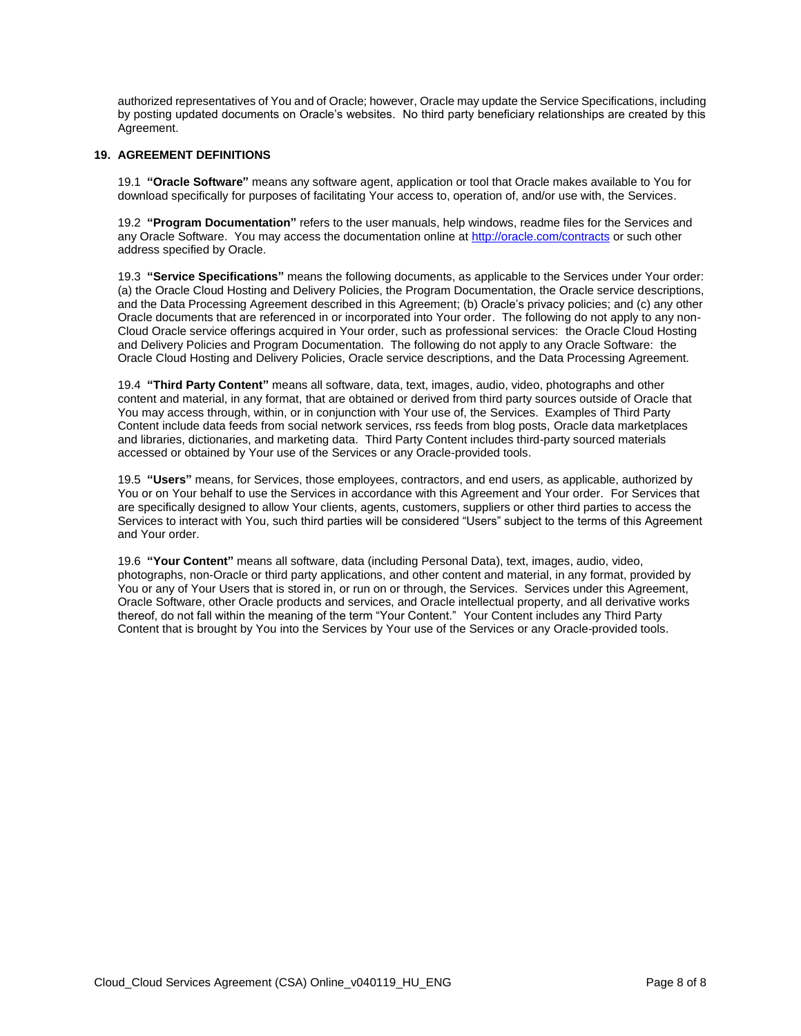authorized representatives of You and of Oracle; however, Oracle may update the Service Specifications, including by posting updated documents on Oracle's websites. No third party beneficiary relationships are created by this Agreement.

## 19. AGREEMENT DEFINITIONS

19.1 **"Oracle Software"** means any software agent, application or tool that Oracle makes available to You for download specifically for purposes of facilitating Your access to, operation of, and/or use with, the Services.

19.2 **"Program Documentation"** refers to the user manuals, help windows, readme files for the Services and any Oracle Software. You may access the documentation online at [http://oracle.com/contracts](http://oracle.com/contracts) or such other address specified by Oracle.

19.3 **"Service Specifications"** means the following documents, as applicable to the Services under Your order: (a) the Oracle Cloud Hosting and Delivery Policies, the Program Documentation, the Oracle service descriptions, and the Data Processing Agreement described in this Agreement; (b) Oracle's privacy policies; and (c) any other Oracle documents that are referenced in or incorporated into Your order. The following do not apply to any non-Cloud Oracle service offerings acquired in Your order, such as professional services: the Oracle Cloud Hosting and Delivery Policies and Program Documentation. The following do not apply to any Oracle Software: the Oracle Cloud Hosting and Delivery Policies, Oracle service descriptions, and the Data Processing Agreement.

19.4 **"Third Party Content"** means all software, data, text, images, audio, video, photographs and other content and material, in any format, that are obtained or derived from third party sources outside of Oracle that You may access through, within, or in conjunction with Your use of, the Services. Examples of Third Party Content include data feeds from social network services, rss feeds from blog posts, Oracle data marketplaces and libraries, dictionaries, and marketing data. Third Party Content includes third-party sourced materials accessed or obtained by Your use of the Services or any Oracle-provided tools.

19.5 **"Users"** means, for Services, those employees, contractors, and end users, as applicable, authorized by You or on Your behalf to use the Services in accordance with this Agreement and Your order. For Services that are specifically designed to allow Your clients, agents, customers, suppliers or other third parties to access the Services to interact with You, such third parties will be considered "Users" subject to the terms of this Agreement and Your order.

19.6 **"Your Content"** means all software, data (including Personal Data), text, images, audio, video, photographs, non-Oracle or third party applications, and other content and material, in any format, provided by You or any of Your Users that is stored in, or run on or through, the Services. Services under this Agreement, Oracle Software, other Oracle products and services, and Oracle intellectual property, and all derivative works thereof, do not fall within the meaning of the term "Your Content." Your Content includes any Third Party Content that is brought by You into the Services by Your use of the Services or any Oracle-provided tools.